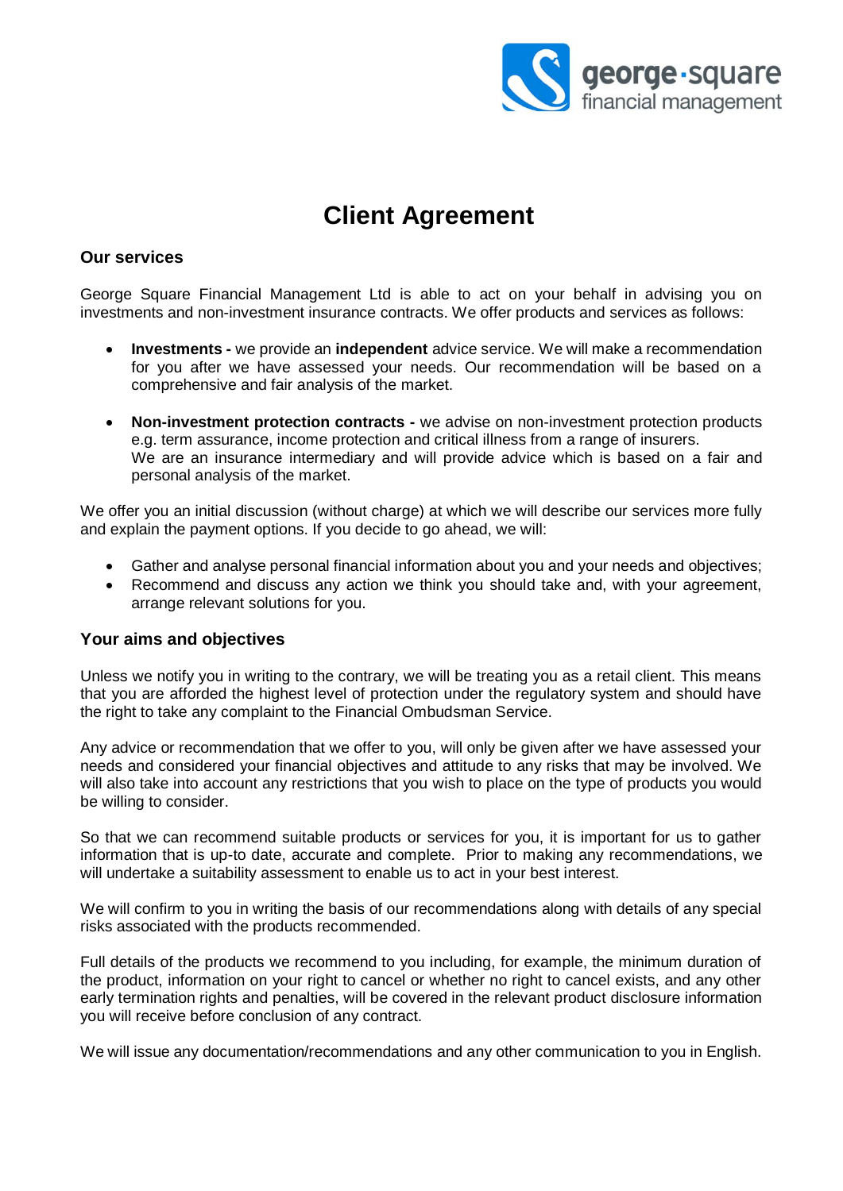# Client Agreement

## Our services

George Square Financial Management Ltd is able to act on your behalf in advising you on investments and non-investment insurance contracts. We offer products and services as follows:

- **Investments -** we provide an **independent** advice service. We will make a recommendation for you after we have assessed your needs. Our recommendation will be based on a comprehensive and fair analysis of the market.

- **Non-investment protection contracts -** we advise on non-investment protection products e.g. term assurance, income protection and critical illness from a range of insurers. We are an insurance intermediary and will provide advice which is based on a fair and personal analysis of the market.

We offer you an initial discussion (without charge) at which we will describe our services more fully and explain the payment options. If you decide to go ahead, we will:

- Gather and analyse personal financial information about you and your needs and objectives;
- Recommend and discuss any action we think you should take and, with your agreement, arrange relevant solutions for you.

## Your aims and objectives

Unless we notify you in writing to the contrary, we will be treating you as a retail client. This means that you are afforded the highest level of protection under the regulatory system and should have the right to take any complaint to the Financial Ombudsman Service.

Any advice or recommendation that we offer to you, will only be given after we have assessed your needs and considered your financial objectives and attitude to any risks that may be involved. We will also take into account any restrictions that you wish to place on the type of products you would be willing to consider.

So that we can recommend suitable products or services for you, it is important for us to gather information that is up-to date, accurate and complete. Prior to making any recommendations, we will undertake a suitability assessment to enable us to act in your best interest.

We will confirm to you in writing the basis of our recommendations along with details of any special risks associated with the products recommended.

Full details of the products we recommend to you including, for example, the minimum duration of the product, information on your right to cancel or whether no right to cancel exists, and any other early termination rights and penalties, will be covered in the relevant product disclosure information you will receive before conclusion of any contract.

We will issue any documentation/recommendations and any other communication to you in English.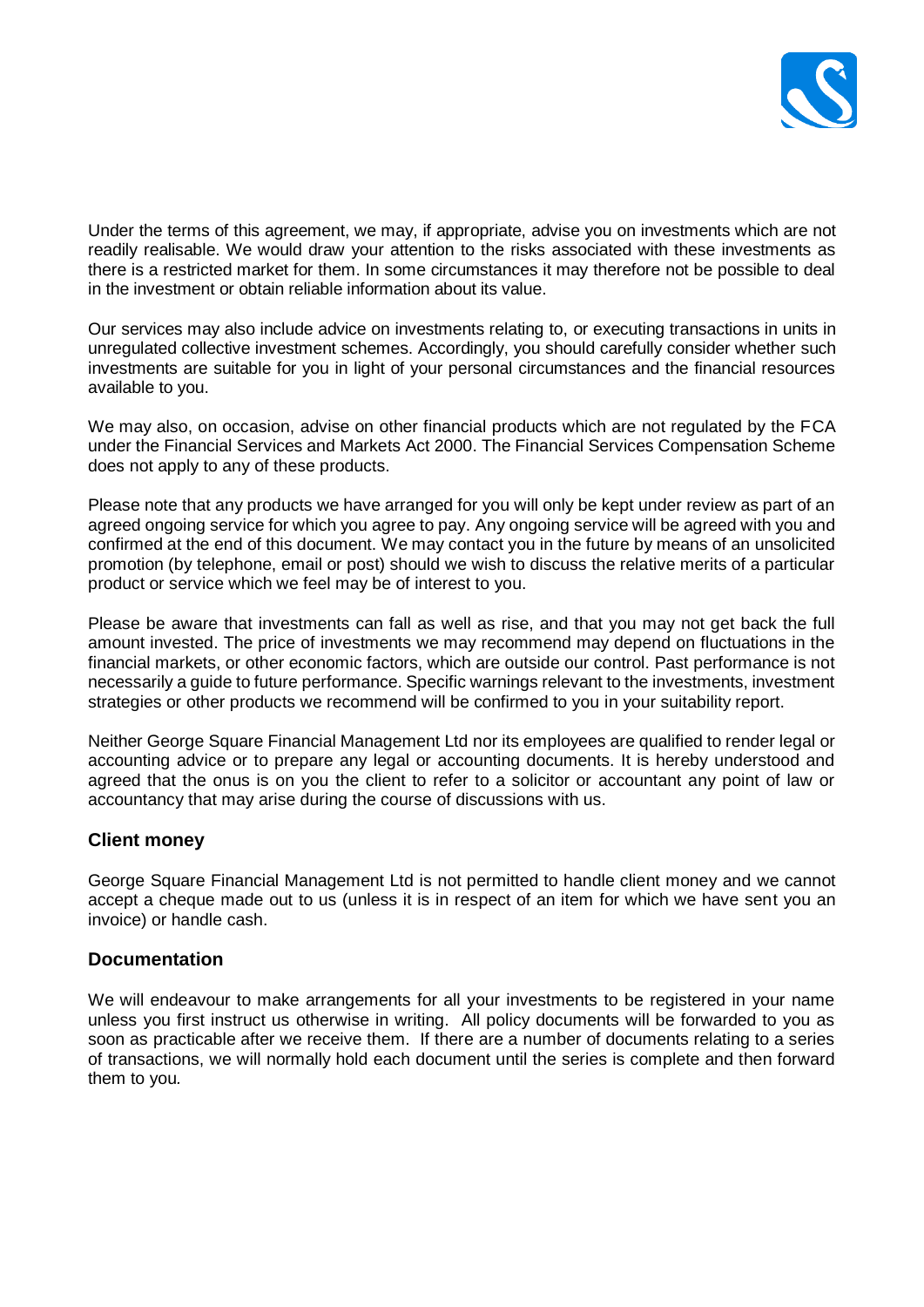Under the terms of this agreement, we may, if appropriate, advise you on investments which are not readily realisable. We would draw your attention to the risks associated with these investments as there is a restricted market for them. In some circumstances it may therefore not be possible to deal in the investment or obtain reliable information about its value.

Our services may also include advice on investments relating to, or executing transactions in units in unregulated collective investment schemes. Accordingly, you should carefully consider whether such investments are suitable for you in light of your personal circumstances and the financial resources available to you.

We may also, on occasion, advise on other financial products which are not regulated by the FCA under the Financial Services and Markets Act 2000. The Financial Services Compensation Scheme does not apply to any of these products.

Please note that any products we have arranged for you will only be kept under review as part of an agreed ongoing service for which you agree to pay. Any ongoing service will be agreed with you and confirmed at the end of this document. We may contact you in the future by means of an unsolicited promotion (by telephone, email or post) should we wish to discuss the relative merits of a particular product or service which we feel may be of interest to you.

Please be aware that investments can fall as well as rise, and that you may not get back the full amount invested. The price of investments we may recommend may depend on fluctuations in the financial markets, or other economic factors, which are outside our control. Past performance is not necessarily a guide to future performance. Specific warnings relevant to the investments, investment strategies or other products we recommend will be confirmed to you in your suitability report.

Neither George Square Financial Management Ltd nor its employees are qualified to render legal or accounting advice or to prepare any legal or accounting documents. It is hereby understood and agreed that the onus is on you the client to refer to a solicitor or accountant any point of law or accountancy that may arise during the course of discussions with us.

## Client money

George Square Financial Management Ltd is not permitted to handle client money and we cannot accept a cheque made out to us (unless it is in respect of an item for which we have sent you an invoice) or handle cash.

## Documentation

We will endeavour to make arrangements for all your investments to be registered in your name unless you first instruct us otherwise in writing. All policy documents will be forwarded to you as soon as practicable after we receive them. If there are a number of documents relating to a series of transactions, we will normally hold each document until the series is complete and then forward them to you.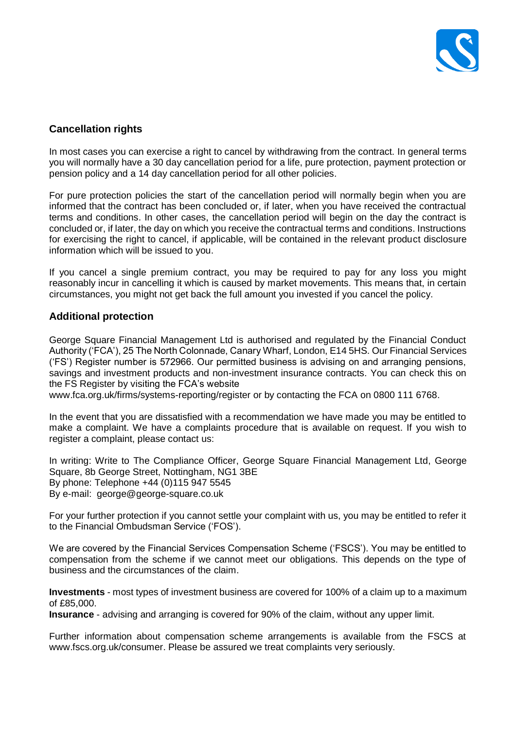## Cancellation rights

In most cases you can exercise a right to cancel by withdrawing from the contract. In general terms you will normally have a 30 day cancellation period for a life, pure protection, payment protection or pension policy and a 14 day cancellation period for all other policies.

For pure protection policies the start of the cancellation period will normally begin when you are informed that the contract has been concluded or, if later, when you have received the contractual terms and conditions. In other cases, the cancellation period will begin on the day the contract is concluded or, if later, the day on which you receive the contractual terms and conditions. Instructions for exercising the right to cancel, if applicable, will be contained in the relevant product disclosure information which will be issued to you.

If you cancel a single premium contract, you may be required to pay for any loss you might reasonably incur in cancelling it which is caused by market movements. This means that, in certain circumstances, you might not get back the full amount you invested if you cancel the policy.

## Additional protection

George Square Financial Management Ltd is authorised and regulated by the Financial Conduct Authority ('FCA'), 25 The North Colonnade, Canary Wharf, London, E14 5HS. Our Financial Services ('FS') Register number is 572966. Our permitted business is advising on and arranging pensions, savings and investment products and non-investment insurance contracts. You can check this on the FS Register by visiting the FCA's website
www.fca.org.uk/firms/systems-reporting/register or by contacting the FCA on 0800 111 6768.

In the event that you are dissatisfied with a recommendation we have made you may be entitled to make a complaint. We have a complaints procedure that is available on request. If you wish to register a complaint, please contact us:

In writing: Write to The Compliance Officer, George Square Financial Management Ltd, George Square, 8b George Street, Nottingham, NG1 3BE
By phone: Telephone +44 (0)115 947 5545
By e-mail: george@george-square.co.uk

For your further protection if you cannot settle your complaint with us, you may be entitled to refer it to the Financial Ombudsman Service ('FOS').

We are covered by the Financial Services Compensation Scheme ('FSCS'). You may be entitled to compensation from the scheme if we cannot meet our obligations. This depends on the type of business and the circumstances of the claim.

**Investments** - most types of investment business are covered for 100% of a claim up to a maximum of £85,000.
**Insurance** - advising and arranging is covered for 90% of the claim, without any upper limit.

Further information about compensation scheme arrangements is available from the FSCS at www.fscs.org.uk/consumer. Please be assured we treat complaints very seriously.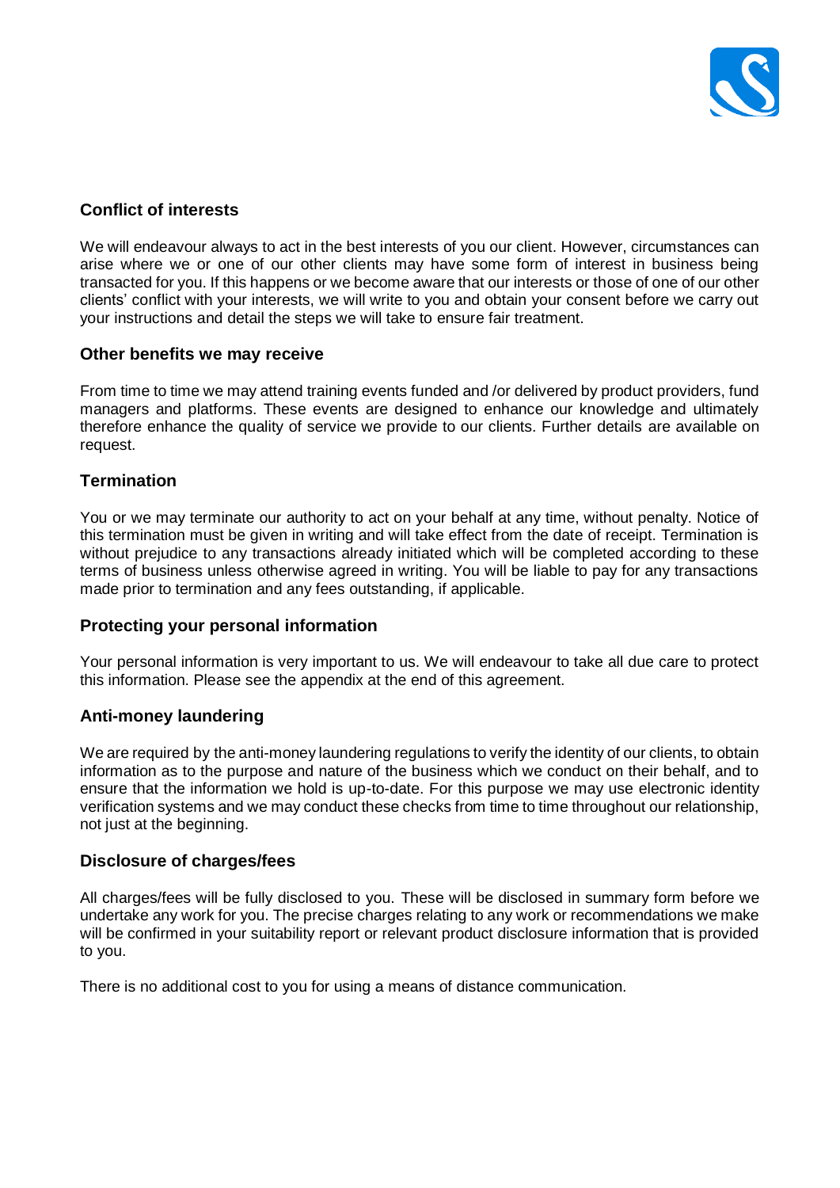## Conflict of interests

We will endeavour always to act in the best interests of you our client. However, circumstances can arise where we or one of our other clients may have some form of interest in business being transacted for you. If this happens or we become aware that our interests or those of one of our other clients' conflict with your interests, we will write to you and obtain your consent before we carry out your instructions and detail the steps we will take to ensure fair treatment.

## Other benefits we may receive

From time to time we may attend training events funded and /or delivered by product providers, fund managers and platforms. These events are designed to enhance our knowledge and ultimately therefore enhance the quality of service we provide to our clients. Further details are available on request.

## Termination

You or we may terminate our authority to act on your behalf at any time, without penalty. Notice of this termination must be given in writing and will take effect from the date of receipt. Termination is without prejudice to any transactions already initiated which will be completed according to these terms of business unless otherwise agreed in writing. You will be liable to pay for any transactions made prior to termination and any fees outstanding, if applicable.

## Protecting your personal information

Your personal information is very important to us. We will endeavour to take all due care to protect this information. Please see the appendix at the end of this agreement.

## Anti-money laundering

We are required by the anti-money laundering regulations to verify the identity of our clients, to obtain information as to the purpose and nature of the business which we conduct on their behalf, and to ensure that the information we hold is up-to-date. For this purpose we may use electronic identity verification systems and we may conduct these checks from time to time throughout our relationship, not just at the beginning.

## Disclosure of charges/fees

All charges/fees will be fully disclosed to you. These will be disclosed in summary form before we undertake any work for you. The precise charges relating to any work or recommendations we make will be confirmed in your suitability report or relevant product disclosure information that is provided to you.

There is no additional cost to you for using a means of distance communication.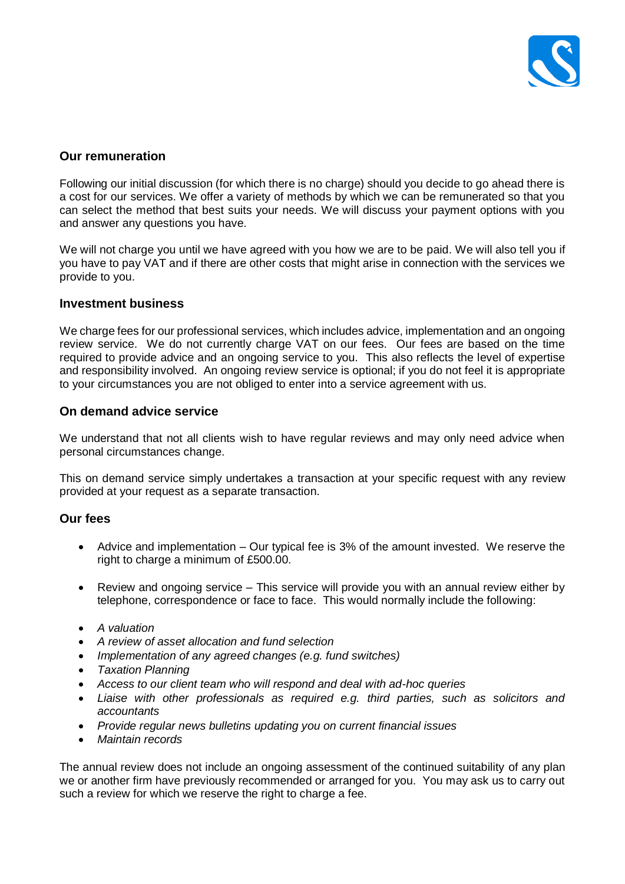## Our remuneration

Following our initial discussion (for which there is no charge) should you decide to go ahead there is a cost for our services. We offer a variety of methods by which we can be remunerated so that you can select the method that best suits your needs. We will discuss your payment options with you and answer any questions you have.

We will not charge you until we have agreed with you how we are to be paid. We will also tell you if you have to pay VAT and if there are other costs that might arise in connection with the services we provide to you.

## Investment business

We charge fees for our professional services, which includes advice, implementation and an ongoing review service. We do not currently charge VAT on our fees. Our fees are based on the time required to provide advice and an ongoing service to you. This also reflects the level of expertise and responsibility involved. An ongoing review service is optional; if you do not feel it is appropriate to your circumstances you are not obliged to enter into a service agreement with us.

## On demand advice service

We understand that not all clients wish to have regular reviews and may only need advice when personal circumstances change.

This on demand service simply undertakes a transaction at your specific request with any review provided at your request as a separate transaction.

## Our fees

- Advice and implementation – Our typical fee is 3% of the amount invested. We reserve the right to charge a minimum of £500.00.

- Review and ongoing service – This service will provide you with an annual review either by telephone, correspondence or face to face. This would normally include the following:

- *A valuation*
- *A review of asset allocation and fund selection*
- *Implementation of any agreed changes (e.g. fund switches)*
- *Taxation Planning*
- *Access to our client team who will respond and deal with ad-hoc queries*
- *Liaise with other professionals as required e.g. third parties, such as solicitors and accountants*
- *Provide regular news bulletins updating you on current financial issues*
- *Maintain records*

The annual review does not include an ongoing assessment of the continued suitability of any plan we or another firm have previously recommended or arranged for you. You may ask us to carry out such a review for which we reserve the right to charge a fee.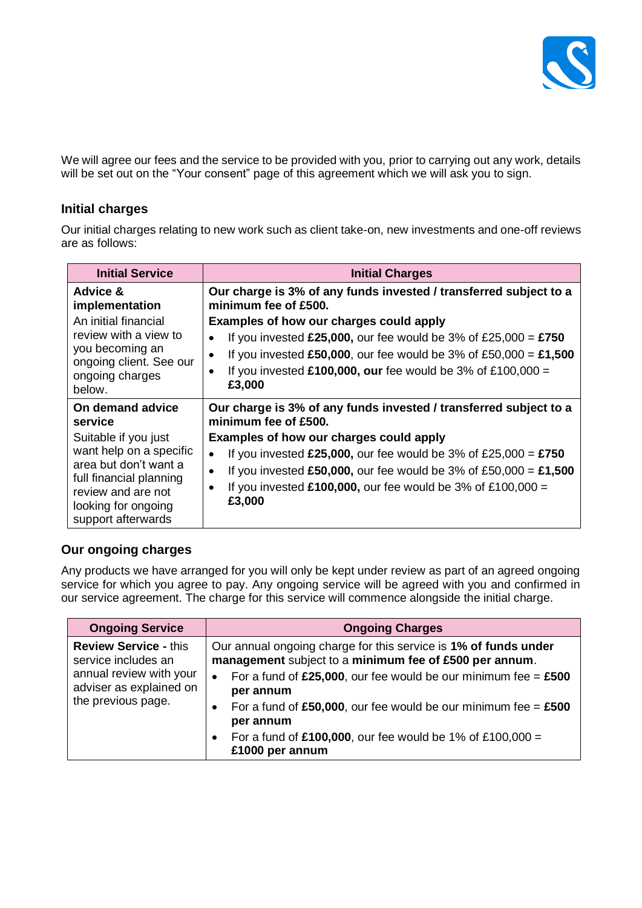We will agree our fees and the service to be provided with you, prior to carrying out any work, details will be set out on the "Your consent" page of this agreement which we will ask you to sign.

### Initial charges

Our initial charges relating to new work such as client take-on, new investments and one-off reviews are as follows:

| Initial Service | Initial Charges |
| --- | --- |
| **Advice & implementation**<br>An initial financial review with a view to you becoming an ongoing client. See our ongoing charges below. | **Our charge is 3% of any funds invested / transferred subject to a minimum fee of £500.**<br>**Examples of how our charges could apply**<br>• If you invested **£25,000,** our fee would be 3% of £25,000 = **£750**<br>• If you invested **£50,000**, our fee would be 3% of £50,000 = **£1,500**<br>• If you invested **£100,000, our** fee would be 3% of £100,000 = **£3,000** |
| **On demand advice service**<br>Suitable if you just want help on a specific area but don't want a full financial planning review and are not looking for ongoing support afterwards | **Our charge is 3% of any funds invested / transferred subject to a minimum fee of £500.**<br>**Examples of how our charges could apply**<br>• If you invested **£25,000,** our fee would be 3% of £25,000 = **£750**<br>• If you invested **£50,000**, our fee would be 3% of £50,000 = **£1,500**<br>• If you invested **£100,000,** our fee would be 3% of £100,000 = **£3,000** |

### Our ongoing charges

Any products we have arranged for you will only be kept under review as part of an agreed ongoing service for which you agree to pay. Any ongoing service will be agreed with you and confirmed in our service agreement. The charge for this service will commence alongside the initial charge.

| Ongoing Service | Ongoing Charges |
| --- | --- |
| **Review Service -** this service includes an annual review with your adviser as explained on the previous page. | Our annual ongoing charge for this service is **1% of funds under management** subject to a **minimum fee of £500 per annum**.<br>• For a fund of **£25,000**, our fee would be our minimum fee = **£500 per annum**<br>• For a fund of **£50,000**, our fee would be our minimum fee = **£500 per annum**<br>• For a fund of **£100,000**, our fee would be 1% of £100,000 = **£1000 per annum** |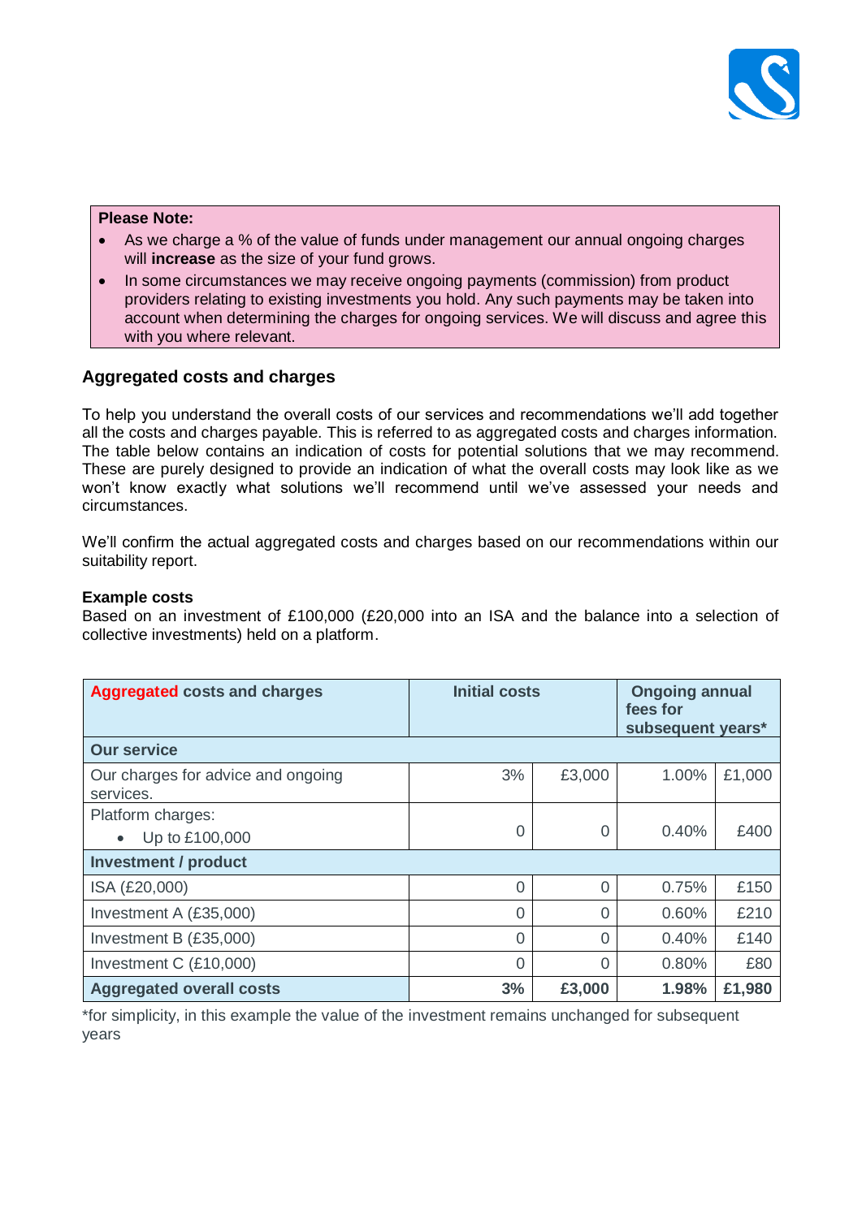**Please Note:**

- As we charge a % of the value of funds under management our annual ongoing charges will **increase** as the size of your fund grows.
- In some circumstances we may receive ongoing payments (commission) from product providers relating to existing investments you hold. Any such payments may be taken into account when determining the charges for ongoing services. We will discuss and agree this with you where relevant.

## Aggregated costs and charges

To help you understand the overall costs of our services and recommendations we'll add together all the costs and charges payable. This is referred to as aggregated costs and charges information. The table below contains an indication of costs for potential solutions that we may recommend. These are purely designed to provide an indication of what the overall costs may look like as we won't know exactly what solutions we'll recommend until we've assessed your needs and circumstances.

We'll confirm the actual aggregated costs and charges based on our recommendations within our suitability report.

**Example costs**
Based on an investment of £100,000 (£20,000 into an ISA and the balance into a selection of collective investments) held on a platform.

| **Aggregated costs and charges** | **Initial costs** | | **Ongoing annual fees for subsequent years*** | |
|---|---|---|---|---|
| **Our service** | | | | |
| Our charges for advice and ongoing services. | 3% | £3,000 | 1.00% | £1,000 |
| Platform charges:<br>• Up to £100,000 | 0 | 0 | 0.40% | £400 |
| **Investment / product** | | | | |
| ISA (£20,000) | 0 | 0 | 0.75% | £150 |
| Investment A (£35,000) | 0 | 0 | 0.60% | £210 |
| Investment B (£35,000) | 0 | 0 | 0.40% | £140 |
| Investment C (£10,000) | 0 | 0 | 0.80% | £80 |
| **Aggregated overall costs** | **3%** | **£3,000** | **1.98%** | **£1,980** |

*for simplicity, in this example the value of the investment remains unchanged for subsequent years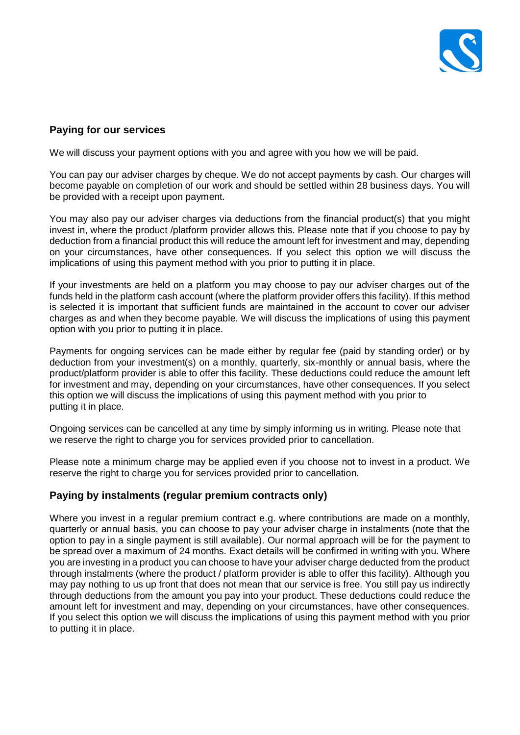## Paying for our services

We will discuss your payment options with you and agree with you how we will be paid.

You can pay our adviser charges by cheque. We do not accept payments by cash. Our charges will become payable on completion of our work and should be settled within 28 business days. You will be provided with a receipt upon payment.

You may also pay our adviser charges via deductions from the financial product(s) that you might invest in, where the product /platform provider allows this. Please note that if you choose to pay by deduction from a financial product this will reduce the amount left for investment and may, depending on your circumstances, have other consequences. If you select this option we will discuss the implications of using this payment method with you prior to putting it in place.

If your investments are held on a platform you may choose to pay our adviser charges out of the funds held in the platform cash account (where the platform provider offers this facility). If this method is selected it is important that sufficient funds are maintained in the account to cover our adviser charges as and when they become payable. We will discuss the implications of using this payment option with you prior to putting it in place.

Payments for ongoing services can be made either by regular fee (paid by standing order) or by deduction from your investment(s) on a monthly, quarterly, six-monthly or annual basis, where the product/platform provider is able to offer this facility. These deductions could reduce the amount left for investment and may, depending on your circumstances, have other consequences. If you select this option we will discuss the implications of using this payment method with you prior to putting it in place.

Ongoing services can be cancelled at any time by simply informing us in writing. Please note that we reserve the right to charge you for services provided prior to cancellation.

Please note a minimum charge may be applied even if you choose not to invest in a product. We reserve the right to charge you for services provided prior to cancellation.

## Paying by instalments (regular premium contracts only)

Where you invest in a regular premium contract e.g. where contributions are made on a monthly, quarterly or annual basis, you can choose to pay your adviser charge in instalments (note that the option to pay in a single payment is still available). Our normal approach will be for the payment to be spread over a maximum of 24 months. Exact details will be confirmed in writing with you. Where you are investing in a product you can choose to have your adviser charge deducted from the product through instalments (where the product / platform provider is able to offer this facility). Although you may pay nothing to us up front that does not mean that our service is free. You still pay us indirectly through deductions from the amount you pay into your product. These deductions could reduce the amount left for investment and may, depending on your circumstances, have other consequences. If you select this option we will discuss the implications of using this payment method with you prior to putting it in place.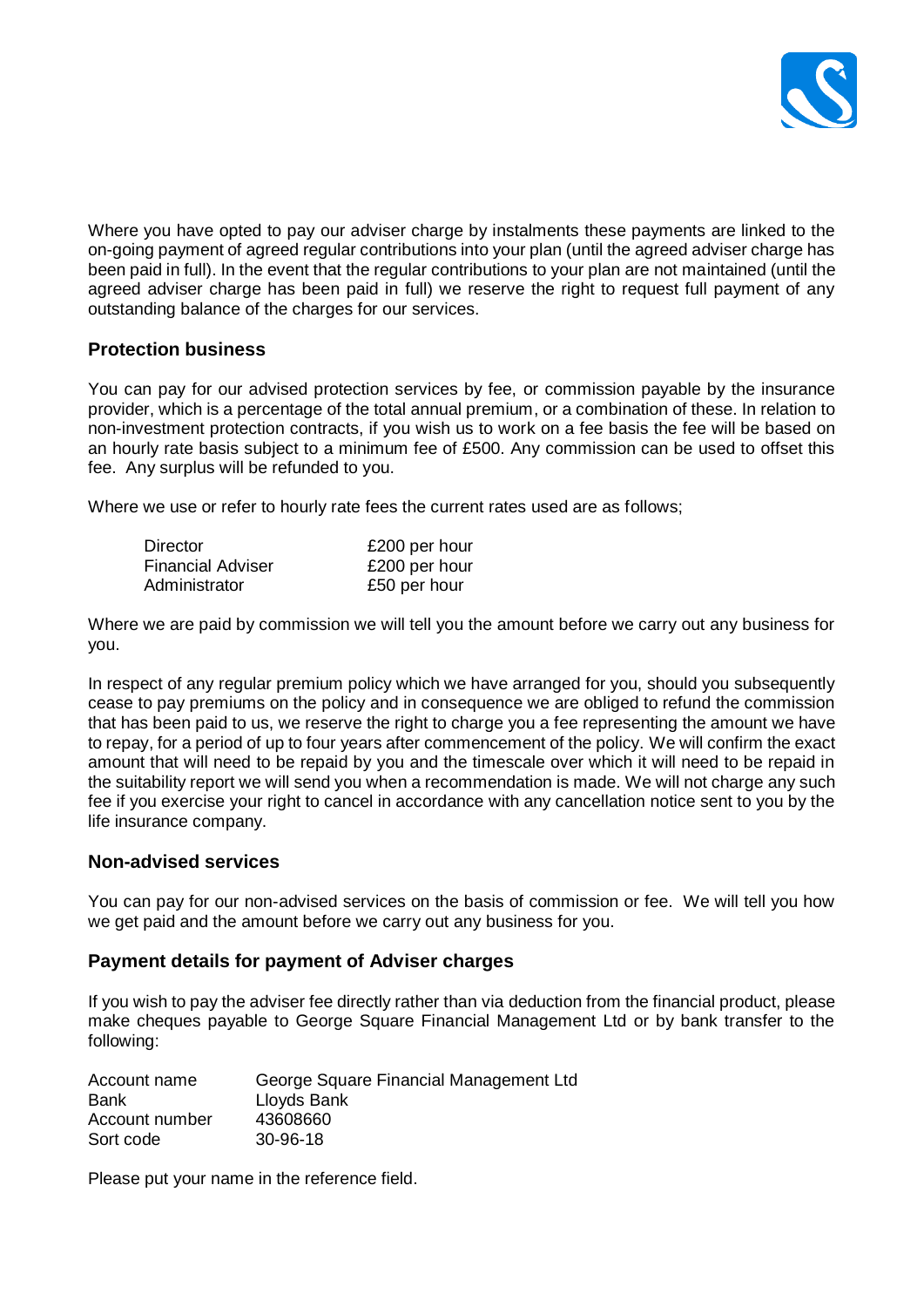Where you have opted to pay our adviser charge by instalments these payments are linked to the on-going payment of agreed regular contributions into your plan (until the agreed adviser charge has been paid in full). In the event that the regular contributions to your plan are not maintained (until the agreed adviser charge has been paid in full) we reserve the right to request full payment of any outstanding balance of the charges for our services.

### Protection business

You can pay for our advised protection services by fee, or commission payable by the insurance provider, which is a percentage of the total annual premium, or a combination of these. In relation to non-investment protection contracts, if you wish us to work on a fee basis the fee will be based on an hourly rate basis subject to a minimum fee of £500. Any commission can be used to offset this fee. Any surplus will be refunded to you.

Where we use or refer to hourly rate fees the current rates used are as follows;

| | |
|---|---|
| Director | £200 per hour |
| Financial Adviser | £200 per hour |
| Administrator | £50 per hour |

Where we are paid by commission we will tell you the amount before we carry out any business for you.

In respect of any regular premium policy which we have arranged for you, should you subsequently cease to pay premiums on the policy and in consequence we are obliged to refund the commission that has been paid to us, we reserve the right to charge you a fee representing the amount we have to repay, for a period of up to four years after commencement of the policy. We will confirm the exact amount that will need to be repaid by you and the timescale over which it will need to be repaid in the suitability report we will send you when a recommendation is made. We will not charge any such fee if you exercise your right to cancel in accordance with any cancellation notice sent to you by the life insurance company.

### Non-advised services

You can pay for our non-advised services on the basis of commission or fee. We will tell you how we get paid and the amount before we carry out any business for you.

### Payment details for payment of Adviser charges

If you wish to pay the adviser fee directly rather than via deduction from the financial product, please make cheques payable to George Square Financial Management Ltd or by bank transfer to the following:

| | |
|---|---|
| Account name | George Square Financial Management Ltd |
| Bank | Lloyds Bank |
| Account number | 43608660 |
| Sort code | 30-96-18 |

Please put your name in the reference field.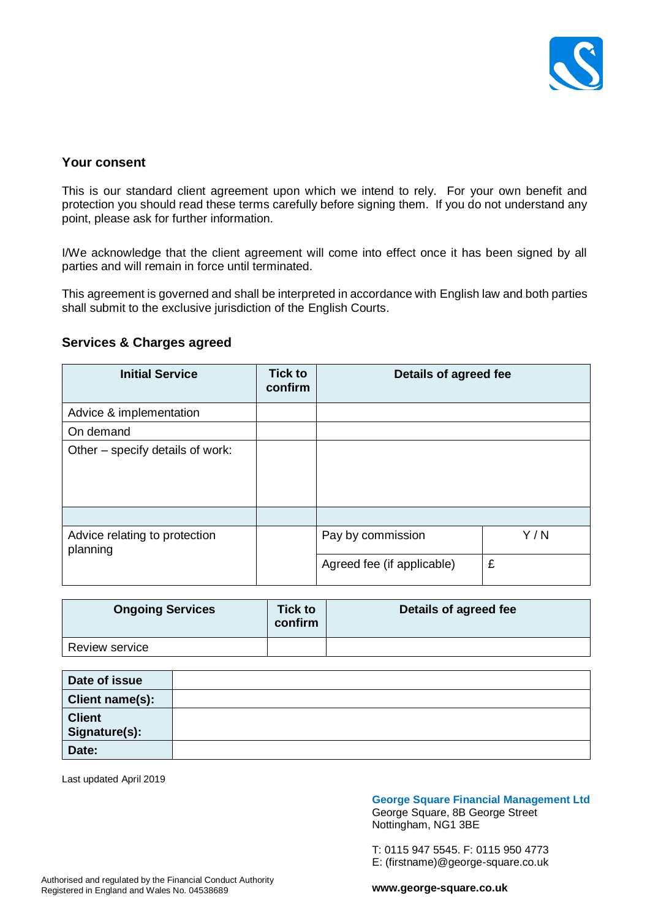## Your consent

This is our standard client agreement upon which we intend to rely. For your own benefit and protection you should read these terms carefully before signing them. If you do not understand any point, please ask for further information.

I/We acknowledge that the client agreement will come into effect once it has been signed by all parties and will remain in force until terminated.

This agreement is governed and shall be interpreted in accordance with English law and both parties shall submit to the exclusive jurisdiction of the English Courts.

## Services & Charges agreed

| Initial Service | Tick to confirm | Details of agreed fee | |
|---|---|---|---|
| Advice & implementation | | | |
| On demand | | | |
| Other – specify details of work: | | | |
| | | | |
| Advice relating to protection planning | | Pay by commission | Y / N |
| | | Agreed fee (if applicable) | £ |

| Ongoing Services | Tick to confirm | Details of agreed fee |
|---|---|---|
| Review service | | |

| | |
|---|---|
| **Date of issue** | |
| **Client name(s):** | |
| **Client Signature(s):** | |
| **Date:** | |

Last updated April 2019

**George Square Financial Management Ltd**
George Square, 8B George Street
Nottingham, NG1 3BE

T: 0115 947 5545. F: 0115 950 4773
E: (firstname)@george-square.co.uk

Authorised and regulated by the Financial Conduct Authority
Registered in England and Wales No. 04538689

**www.george-square.co.uk**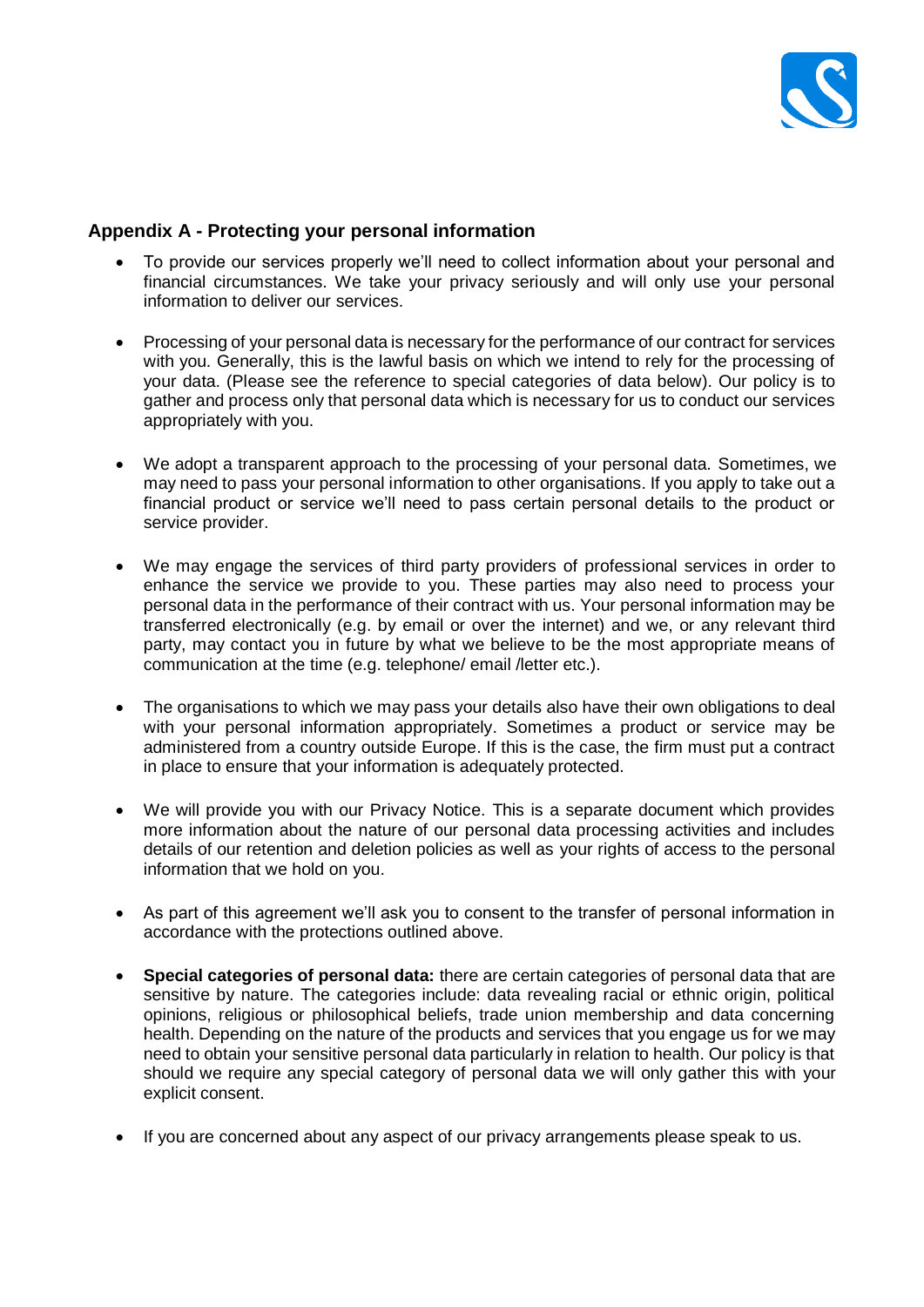## Appendix A - Protecting your personal information

- To provide our services properly we'll need to collect information about your personal and financial circumstances. We take your privacy seriously and will only use your personal information to deliver our services.

- Processing of your personal data is necessary for the performance of our contract for services with you. Generally, this is the lawful basis on which we intend to rely for the processing of your data. (Please see the reference to special categories of data below). Our policy is to gather and process only that personal data which is necessary for us to conduct our services appropriately with you.

- We adopt a transparent approach to the processing of your personal data. Sometimes, we may need to pass your personal information to other organisations. If you apply to take out a financial product or service we'll need to pass certain personal details to the product or service provider.

- We may engage the services of third party providers of professional services in order to enhance the service we provide to you. These parties may also need to process your personal data in the performance of their contract with us. Your personal information may be transferred electronically (e.g. by email or over the internet) and we, or any relevant third party, may contact you in future by what we believe to be the most appropriate means of communication at the time (e.g. telephone/ email /letter etc.).

- The organisations to which we may pass your details also have their own obligations to deal with your personal information appropriately. Sometimes a product or service may be administered from a country outside Europe. If this is the case, the firm must put a contract in place to ensure that your information is adequately protected.

- We will provide you with our Privacy Notice. This is a separate document which provides more information about the nature of our personal data processing activities and includes details of our retention and deletion policies as well as your rights of access to the personal information that we hold on you.

- As part of this agreement we'll ask you to consent to the transfer of personal information in accordance with the protections outlined above.

- **Special categories of personal data:** there are certain categories of personal data that are sensitive by nature. The categories include: data revealing racial or ethnic origin, political opinions, religious or philosophical beliefs, trade union membership and data concerning health. Depending on the nature of the products and services that you engage us for we may need to obtain your sensitive personal data particularly in relation to health. Our policy is that should we require any special category of personal data we will only gather this with your explicit consent.

- If you are concerned about any aspect of our privacy arrangements please speak to us.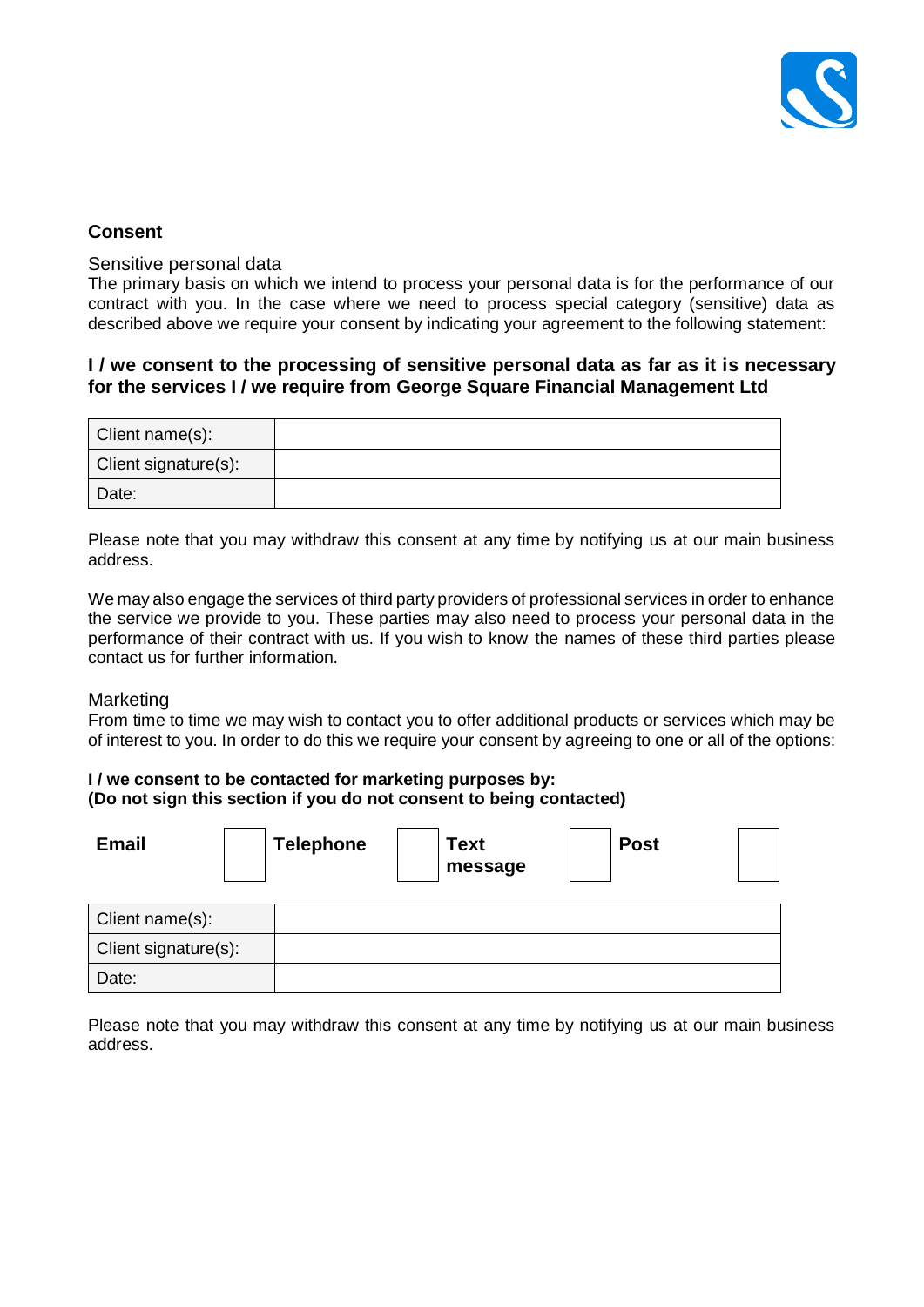## Consent

### Sensitive personal data

The primary basis on which we intend to process your personal data is for the performance of our contract with you. In the case where we need to process special category (sensitive) data as described above we require your consent by indicating your agreement to the following statement:

**I / we consent to the processing of sensitive personal data as far as it is necessary for the services I / we require from George Square Financial Management Ltd**

| | |
|---|---|
| Client name(s): | |
| Client signature(s): | |
| Date: | |

Please note that you may withdraw this consent at any time by notifying us at our main business address.

We may also engage the services of third party providers of professional services in order to enhance the service we provide to you. These parties may also need to process your personal data in the performance of their contract with us. If you wish to know the names of these third parties please contact us for further information.

### Marketing

From time to time we may wish to contact you to offer additional products or services which may be of interest to you. In order to do this we require your consent by agreeing to one or all of the options:

**I / we consent to be contacted for marketing purposes by:**
**(Do not sign this section if you do not consent to being contacted)**

| | | | | | | | |
|---|---|---|---|---|---|---|---|
| **Email** | | **Telephone** | | **Text message** | | **Post** | |

| | |
|---|---|
| Client name(s): | |
| Client signature(s): | |
| Date: | |

Please note that you may withdraw this consent at any time by notifying us at our main business address.